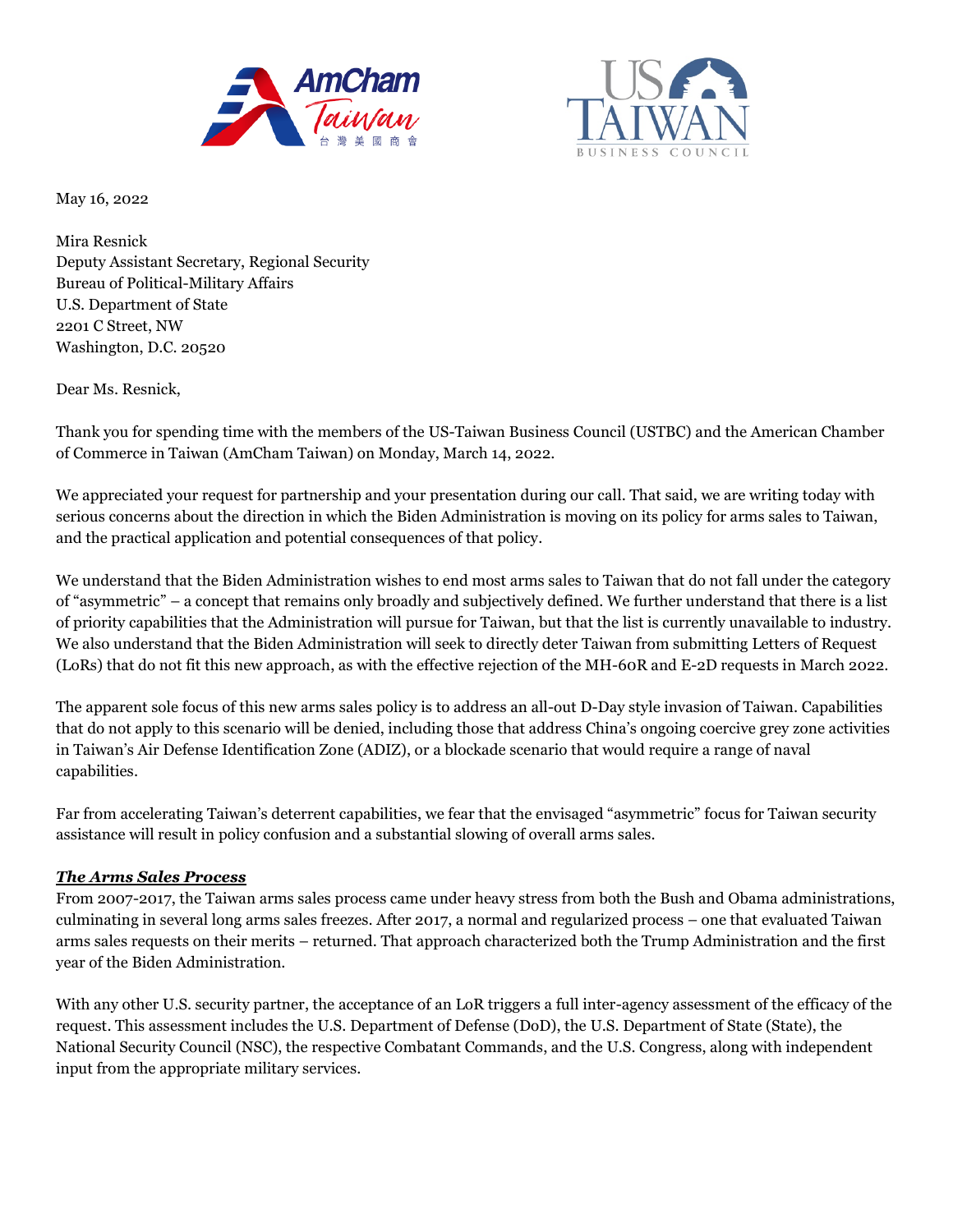May 16, 2022

Mira Resnick
Deputy Assistant Secretary, Regional Security
Bureau of Political-Military Affairs
U.S. Department of State
2201 C Street, NW
Washington, D.C. 20520

Dear Ms. Resnick,

Thank you for spending time with the members of the US-Taiwan Business Council (USTBC) and the American Chamber of Commerce in Taiwan (AmCham Taiwan) on Monday, March 14, 2022.

We appreciated your request for partnership and your presentation during our call. That said, we are writing today with serious concerns about the direction in which the Biden Administration is moving on its policy for arms sales to Taiwan, and the practical application and potential consequences of that policy.

We understand that the Biden Administration wishes to end most arms sales to Taiwan that do not fall under the category of "asymmetric" – a concept that remains only broadly and subjectively defined. We further understand that there is a list of priority capabilities that the Administration will pursue for Taiwan, but that the list is currently unavailable to industry. We also understand that the Biden Administration will seek to directly deter Taiwan from submitting Letters of Request (LoRs) that do not fit this new approach, as with the effective rejection of the MH-60R and E-2D requests in March 2022.

The apparent sole focus of this new arms sales policy is to address an all-out D-Day style invasion of Taiwan. Capabilities that do not apply to this scenario will be denied, including those that address China's ongoing coercive grey zone activities in Taiwan's Air Defense Identification Zone (ADIZ), or a blockade scenario that would require a range of naval capabilities.

Far from accelerating Taiwan's deterrent capabilities, we fear that the envisaged "asymmetric" focus for Taiwan security assistance will result in policy confusion and a substantial slowing of overall arms sales.

***The Arms Sales Process***

From 2007-2017, the Taiwan arms sales process came under heavy stress from both the Bush and Obama administrations, culminating in several long arms sales freezes. After 2017, a normal and regularized process – one that evaluated Taiwan arms sales requests on their merits – returned. That approach characterized both the Trump Administration and the first year of the Biden Administration.

With any other U.S. security partner, the acceptance of an LoR triggers a full inter-agency assessment of the efficacy of the request. This assessment includes the U.S. Department of Defense (DoD), the U.S. Department of State (State), the National Security Council (NSC), the respective Combatant Commands, and the U.S. Congress, along with independent input from the appropriate military services.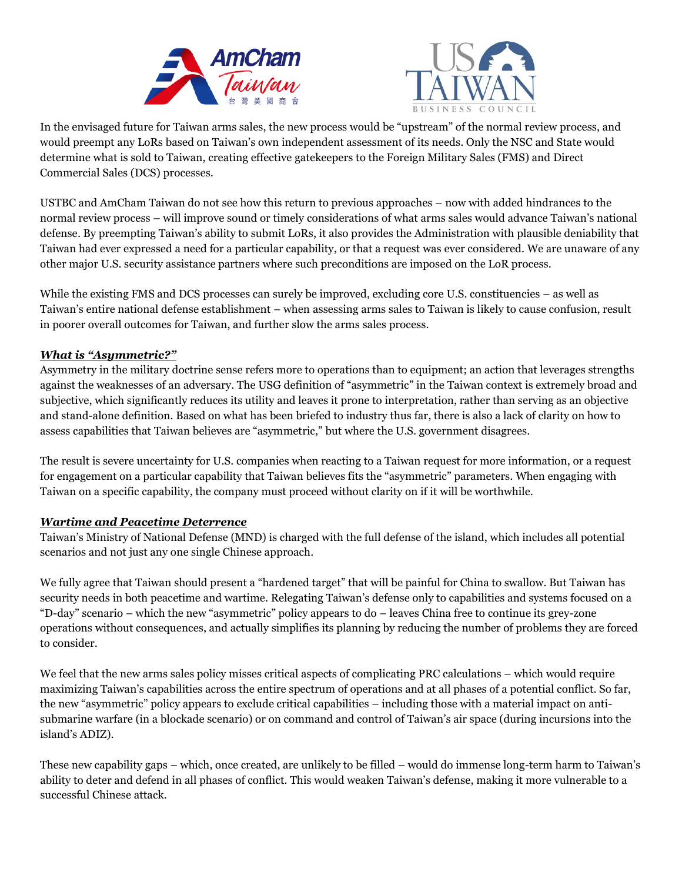In the envisaged future for Taiwan arms sales, the new process would be "upstream" of the normal review process, and would preempt any LoRs based on Taiwan's own independent assessment of its needs. Only the NSC and State would determine what is sold to Taiwan, creating effective gatekeepers to the Foreign Military Sales (FMS) and Direct Commercial Sales (DCS) processes.

USTBC and AmCham Taiwan do not see how this return to previous approaches – now with added hindrances to the normal review process – will improve sound or timely considerations of what arms sales would advance Taiwan's national defense. By preempting Taiwan's ability to submit LoRs, it also provides the Administration with plausible deniability that Taiwan had ever expressed a need for a particular capability, or that a request was ever considered. We are unaware of any other major U.S. security assistance partners where such preconditions are imposed on the LoR process.

While the existing FMS and DCS processes can surely be improved, excluding core U.S. constituencies – as well as Taiwan's entire national defense establishment – when assessing arms sales to Taiwan is likely to cause confusion, result in poorer overall outcomes for Taiwan, and further slow the arms sales process.

***What is "Asymmetric?"***

Asymmetry in the military doctrine sense refers more to operations than to equipment; an action that leverages strengths against the weaknesses of an adversary. The USG definition of "asymmetric" in the Taiwan context is extremely broad and subjective, which significantly reduces its utility and leaves it prone to interpretation, rather than serving as an objective and stand-alone definition. Based on what has been briefed to industry thus far, there is also a lack of clarity on how to assess capabilities that Taiwan believes are "asymmetric," but where the U.S. government disagrees.

The result is severe uncertainty for U.S. companies when reacting to a Taiwan request for more information, or a request for engagement on a particular capability that Taiwan believes fits the "asymmetric" parameters. When engaging with Taiwan on a specific capability, the company must proceed without clarity on if it will be worthwhile.

***Wartime and Peacetime Deterrence***

Taiwan's Ministry of National Defense (MND) is charged with the full defense of the island, which includes all potential scenarios and not just any one single Chinese approach.

We fully agree that Taiwan should present a "hardened target" that will be painful for China to swallow. But Taiwan has security needs in both peacetime and wartime. Relegating Taiwan's defense only to capabilities and systems focused on a "D-day" scenario – which the new "asymmetric" policy appears to do – leaves China free to continue its grey-zone operations without consequences, and actually simplifies its planning by reducing the number of problems they are forced to consider.

We feel that the new arms sales policy misses critical aspects of complicating PRC calculations – which would require maximizing Taiwan's capabilities across the entire spectrum of operations and at all phases of a potential conflict. So far, the new "asymmetric" policy appears to exclude critical capabilities – including those with a material impact on anti-submarine warfare (in a blockade scenario) or on command and control of Taiwan's air space (during incursions into the island's ADIZ).

These new capability gaps – which, once created, are unlikely to be filled – would do immense long-term harm to Taiwan's ability to deter and defend in all phases of conflict. This would weaken Taiwan's defense, making it more vulnerable to a successful Chinese attack.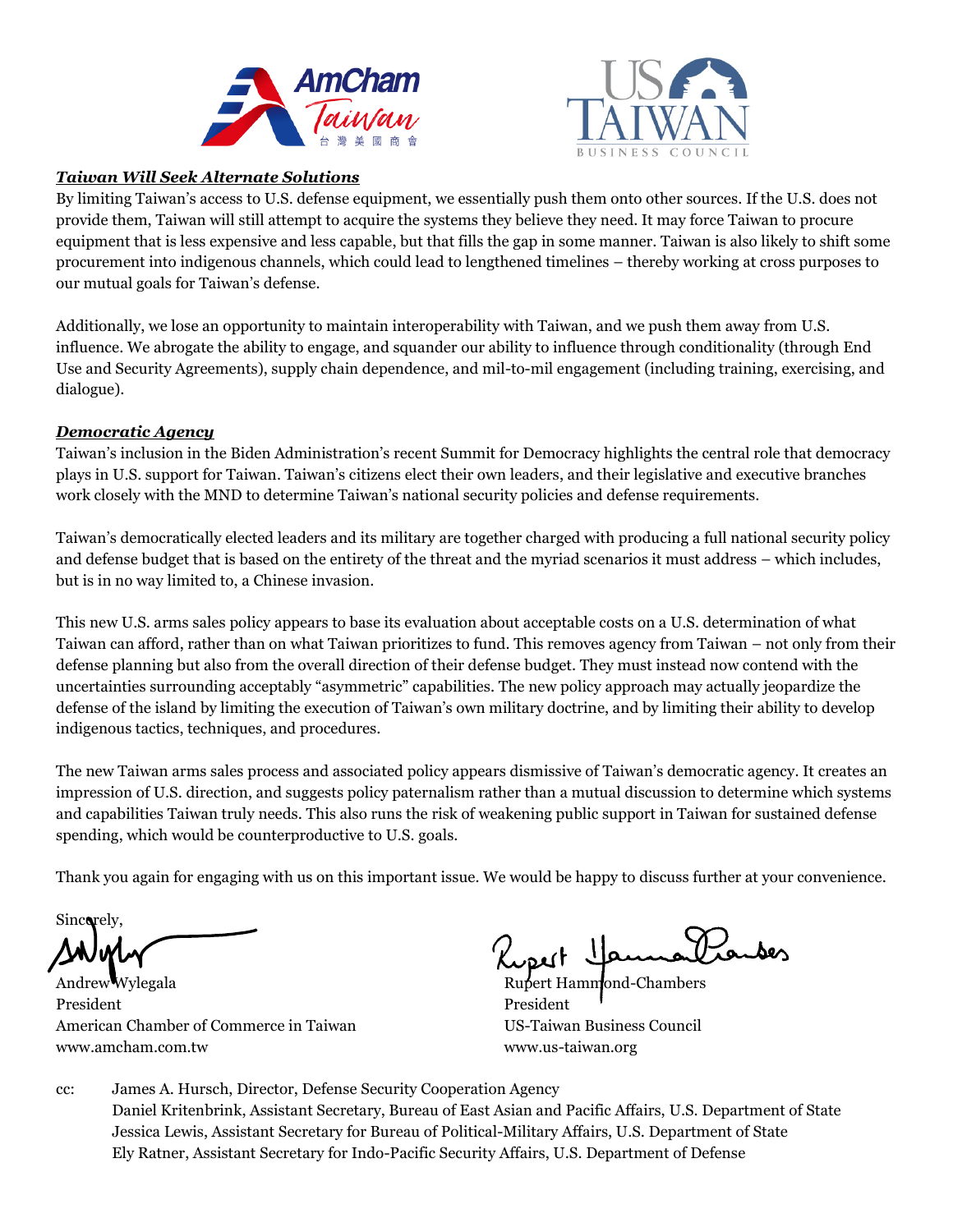***Taiwan Will Seek Alternate Solutions***

By limiting Taiwan's access to U.S. defense equipment, we essentially push them onto other sources. If the U.S. does not provide them, Taiwan will still attempt to acquire the systems they believe they need. It may force Taiwan to procure equipment that is less expensive and less capable, but that fills the gap in some manner. Taiwan is also likely to shift some procurement into indigenous channels, which could lead to lengthened timelines – thereby working at cross purposes to our mutual goals for Taiwan's defense.

Additionally, we lose an opportunity to maintain interoperability with Taiwan, and we push them away from U.S. influence. We abrogate the ability to engage, and squander our ability to influence through conditionality (through End Use and Security Agreements), supply chain dependence, and mil-to-mil engagement (including training, exercising, and dialogue).

***Democratic Agency***

Taiwan's inclusion in the Biden Administration's recent Summit for Democracy highlights the central role that democracy plays in U.S. support for Taiwan. Taiwan's citizens elect their own leaders, and their legislative and executive branches work closely with the MND to determine Taiwan's national security policies and defense requirements.

Taiwan's democratically elected leaders and its military are together charged with producing a full national security policy and defense budget that is based on the entirety of the threat and the myriad scenarios it must address – which includes, but is in no way limited to, a Chinese invasion.

This new U.S. arms sales policy appears to base its evaluation about acceptable costs on a U.S. determination of what Taiwan can afford, rather than on what Taiwan prioritizes to fund. This removes agency from Taiwan – not only from their defense planning but also from the overall direction of their defense budget. They must instead now contend with the uncertainties surrounding acceptably "asymmetric" capabilities. The new policy approach may actually jeopardize the defense of the island by limiting the execution of Taiwan's own military doctrine, and by limiting their ability to develop indigenous tactics, techniques, and procedures.

The new Taiwan arms sales process and associated policy appears dismissive of Taiwan's democratic agency. It creates an impression of U.S. direction, and suggests policy paternalism rather than a mutual discussion to determine which systems and capabilities Taiwan truly needs. This also runs the risk of weakening public support in Taiwan for sustained defense spending, which would be counterproductive to U.S. goals.

Thank you again for engaging with us on this important issue. We would be happy to discuss further at your convenience.

Sincerely,

Andrew Wylegala
President
American Chamber of Commerce in Taiwan
www.amcham.com.tw

Rupert Hammond-Chambers
President
US-Taiwan Business Council
www.us-taiwan.org

cc: James A. Hursch, Director, Defense Security Cooperation Agency
Daniel Kritenbrink, Assistant Secretary, Bureau of East Asian and Pacific Affairs, U.S. Department of State
Jessica Lewis, Assistant Secretary for Bureau of Political-Military Affairs, U.S. Department of State
Ely Ratner, Assistant Secretary for Indo-Pacific Security Affairs, U.S. Department of Defense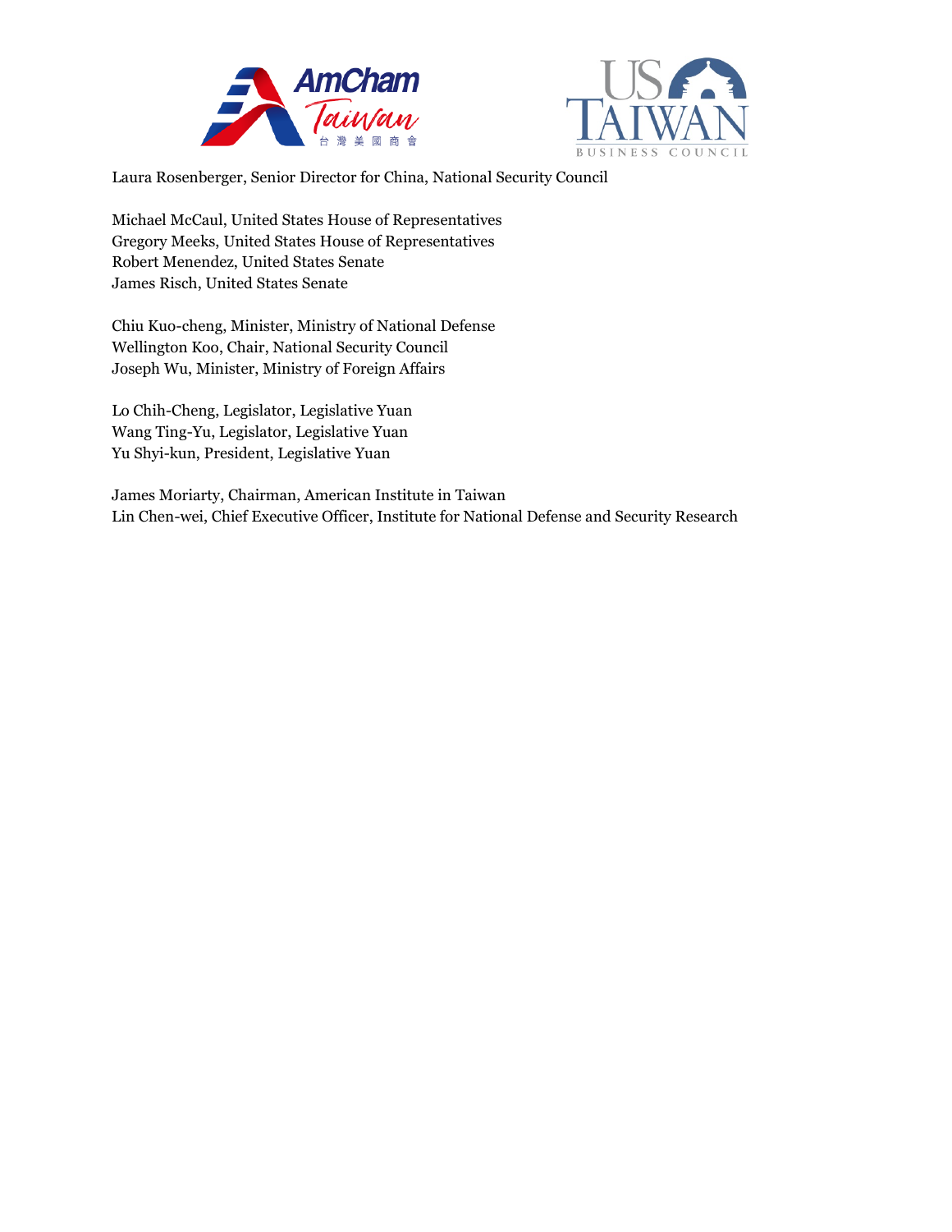Laura Rosenberger, Senior Director for China, National Security Council

Michael McCaul, United States House of Representatives
Gregory Meeks, United States House of Representatives
Robert Menendez, United States Senate
James Risch, United States Senate

Chiu Kuo-cheng, Minister, Ministry of National Defense
Wellington Koo, Chair, National Security Council
Joseph Wu, Minister, Ministry of Foreign Affairs

Lo Chih-Cheng, Legislator, Legislative Yuan
Wang Ting-Yu, Legislator, Legislative Yuan
Yu Shyi-kun, President, Legislative Yuan

James Moriarty, Chairman, American Institute in Taiwan
Lin Chen-wei, Chief Executive Officer, Institute for National Defense and Security Research